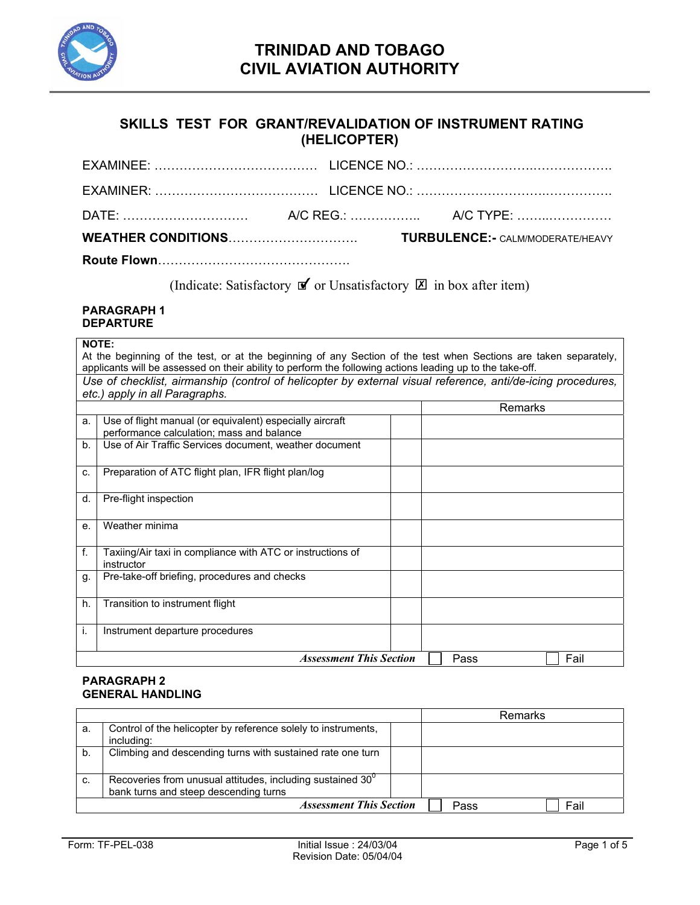# TRINIDAD AND TOBAGO
# CIVIL AVIATION AUTHORITY

## SKILLS TEST FOR GRANT/REVALIDATION OF INSTRUMENT RATING (HELICOPTER)

EXAMINEE: ………………………………… LICENCE NO.: ……………………….……………

EXAMINER: ………………………………… LICENCE NO.: ……………………….……………

DATE: ………………………… A/C REG.: …………….. A/C TYPE: ……..……………

**WEATHER CONDITIONS**…………………………. **TURBULENCE:-** CALM/MODERATE/HEAVY

**Route Flown**……………………………………….

(Indicate: Satisfactory ☑ or Unsatisfactory ☒ in box after item)

**PARAGRAPH 1**
**DEPARTURE**

| | | | |
|---|---|---|---|
| **NOTE:** At the beginning of the test, or at the beginning of any Section of the test when Sections are taken separately, applicants will be assessed on their ability to perform the following actions leading up to the take-off. | | | |
| *Use of checklist, airmanship (control of helicopter by external visual reference, anti/de-icing procedures, etc.) apply in all Paragraphs.* | | | |
| | | | Remarks |
| a. | Use of flight manual (or equivalent) especially aircraft performance calculation; mass and balance | | |
| b. | Use of Air Traffic Services document, weather document | | |
| c. | Preparation of ATC flight plan, IFR flight plan/log | | |
| d. | Pre-flight inspection | | |
| e. | Weather minima | | |
| f. | Taxiing/Air taxi in compliance with ATC or instructions of instructor | | |
| g. | Pre-take-off briefing, procedures and checks | | |
| h. | Transition to instrument flight | | |
| i. | Instrument departure procedures | | |
| | ***Assessment This Section*** | | ☐ Pass ☐ Fail |

**PARAGRAPH 2**
**GENERAL HANDLING**

| | | | Remarks |
|---|---|---|---|
| a. | Control of the helicopter by reference solely to instruments, including: | | |
| b. | Climbing and descending turns with sustained rate one turn | | |
| c. | Recoveries from unusual attitudes, including sustained 30$^0$ bank turns and steep descending turns | | |
| | ***Assessment This Section*** | | ☐ Pass ☐ Fail |

Form: TF-PEL-038 Initial Issue : 24/03/04 Revision Date: 05/04/04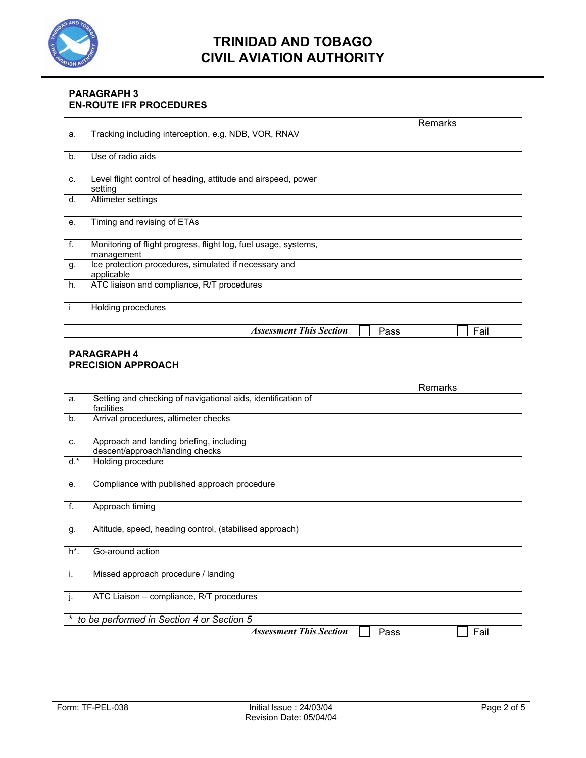# TRINIDAD AND TOBAGO CIVIL AVIATION AUTHORITY

**PARAGRAPH 3**
**EN-ROUTE IFR PROCEDURES**

| | | | Remarks |
|---|---|---|---|
| a. | Tracking including interception, e.g. NDB, VOR, RNAV | | |
| b. | Use of radio aids | | |
| c. | Level flight control of heading, attitude and airspeed, power setting | | |
| d. | Altimeter settings | | |
| e. | Timing and revising of ETAs | | |
| f. | Monitoring of flight progress, flight log, fuel usage, systems, management | | |
| g. | Ice protection procedures, simulated if necessary and applicable | | |
| h. | ATC liaison and compliance, R/T procedures | | |
| i | Holding procedures | | |
| | | ***Assessment This Section*** | ☐ Pass ☐ Fail |

**PARAGRAPH 4**
**PRECISION APPROACH**

| | | | Remarks |
|---|---|---|---|
| a. | Setting and checking of navigational aids, identification of facilities | | |
| b. | Arrival procedures, altimeter checks | | |
| c. | Approach and landing briefing, including descent/approach/landing checks | | |
| d.* | Holding procedure | | |
| e. | Compliance with published approach procedure | | |
| f. | Approach timing | | |
| g. | Altitude, speed, heading control, (stabilised approach) | | |
| h*. | Go-around action | | |
| i. | Missed approach procedure / landing | | |
| j. | ATC Liaison – compliance, R/T procedures | | |
| *\* to be performed in Section 4 or Section 5* | | | |
| | | ***Assessment This Section*** | ☐ Pass ☐ Fail |

Form: TF-PEL-038 Initial Issue : 24/03/04 Revision Date: 05/04/04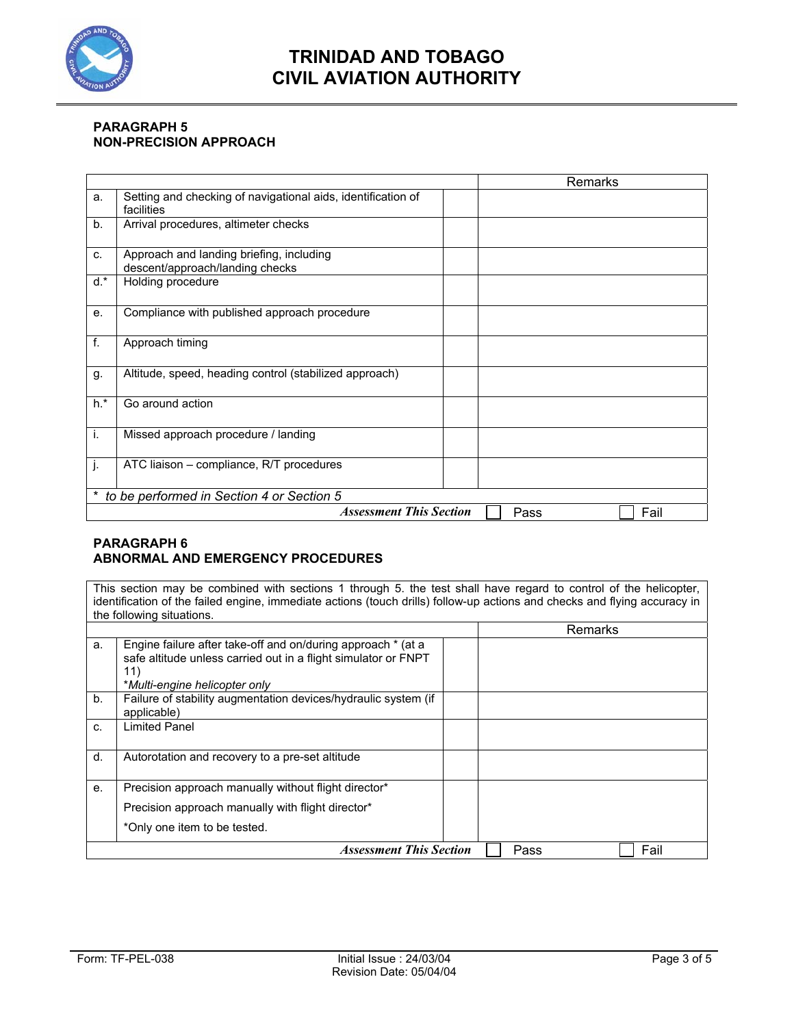## PARAGRAPH 5
## NON-PRECISION APPROACH

| | | | Remarks |
|---|---|---|---|
| a. | Setting and checking of navigational aids, identification of facilities | | |
| b. | Arrival procedures, altimeter checks | | |
| c. | Approach and landing briefing, including descent/approach/landing checks | | |
| d.* | Holding procedure | | |
| e. | Compliance with published approach procedure | | |
| f. | Approach timing | | |
| g. | Altitude, speed, heading control (stabilized approach) | | |
| h.* | Go around action | | |
| i. | Missed approach procedure / landing | | |
| j. | ATC liaison – compliance, R/T procedures | | |
| * *to be performed in Section 4 or Section 5* | | | |
| | | ***Assessment This Section*** | ☐ Pass ☐ Fail |

## PARAGRAPH 6
## ABNORMAL AND EMERGENCY PROCEDURES

This section may be combined with sections 1 through 5. the test shall have regard to control of the helicopter, identification of the failed engine, immediate actions (touch drills) follow-up actions and checks and flying accuracy in the following situations.

| | | | Remarks |
|---|---|---|---|
| a. | Engine failure after take-off and on/during approach * (at a safe altitude unless carried out in a flight simulator or FNPT 11)<br>**Multi-engine helicopter only* | | |
| b. | Failure of stability augmentation devices/hydraulic system (if applicable) | | |
| c. | Limited Panel | | |
| d. | Autorotation and recovery to a pre-set altitude | | |
| e. | Precision approach manually without flight director*<br>Precision approach manually with flight director*<br>*Only one item to be tested. | | |
| | | ***Assessment This Section*** | ☐ Pass ☐ Fail |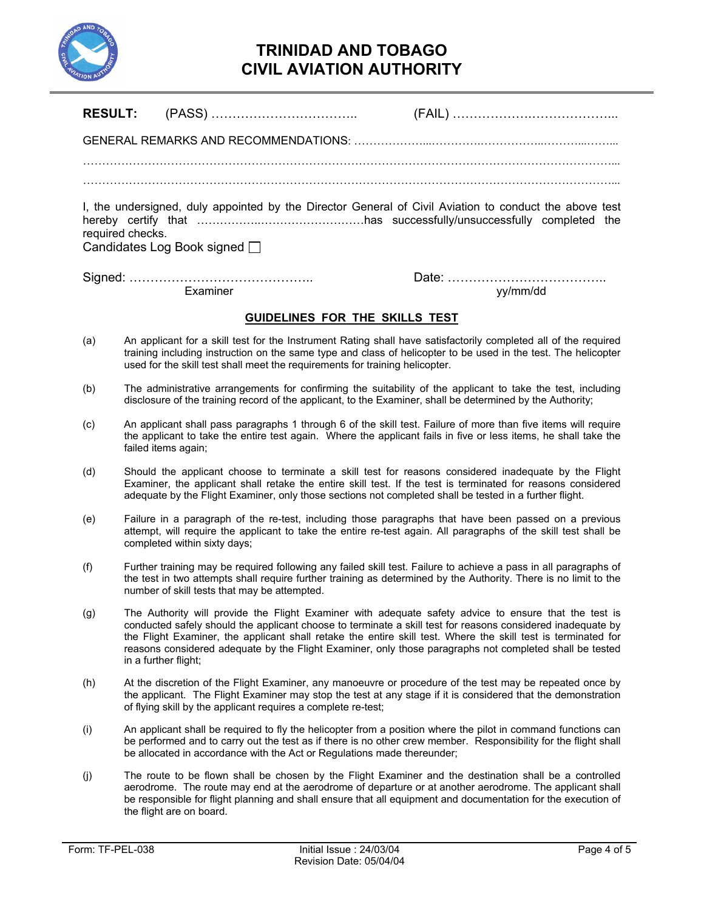# TRINIDAD AND TOBAGO
# CIVIL AVIATION AUTHORITY

**RESULT:** (PASS) …………………………….. (FAIL) ………………….……………...

GENERAL REMARKS AND RECOMMENDATIONS: ………………...…………..……………...………...……...

……………………………………………………………………………………………………………………...

……………………………………………………………………………………………………………………...

I, the undersigned, duly appointed by the Director General of Civil Aviation to conduct the above test hereby certify that ……………..………………………has successfully/unsuccessfully completed the required checks.

Candidates Log Book signed ☐

Signed: …………………………………….. Date: ………………………………..
Examiner yy/mm/dd

## GUIDELINES FOR THE SKILLS TEST

(a) An applicant for a skill test for the Instrument Rating shall have satisfactorily completed all of the required training including instruction on the same type and class of helicopter to be used in the test. The helicopter used for the skill test shall meet the requirements for training helicopter.

(b) The administrative arrangements for confirming the suitability of the applicant to take the test, including disclosure of the training record of the applicant, to the Examiner, shall be determined by the Authority;

(c) An applicant shall pass paragraphs 1 through 6 of the skill test. Failure of more than five items will require the applicant to take the entire test again. Where the applicant fails in five or less items, he shall take the failed items again;

(d) Should the applicant choose to terminate a skill test for reasons considered inadequate by the Flight Examiner, the applicant shall retake the entire skill test. If the test is terminated for reasons considered adequate by the Flight Examiner, only those sections not completed shall be tested in a further flight.

(e) Failure in a paragraph of the re-test, including those paragraphs that have been passed on a previous attempt, will require the applicant to take the entire re-test again. All paragraphs of the skill test shall be completed within sixty days;

(f) Further training may be required following any failed skill test. Failure to achieve a pass in all paragraphs of the test in two attempts shall require further training as determined by the Authority. There is no limit to the number of skill tests that may be attempted.

(g) The Authority will provide the Flight Examiner with adequate safety advice to ensure that the test is conducted safely should the applicant choose to terminate a skill test for reasons considered inadequate by the Flight Examiner, the applicant shall retake the entire skill test. Where the skill test is terminated for reasons considered adequate by the Flight Examiner, only those paragraphs not completed shall be tested in a further flight;

(h) At the discretion of the Flight Examiner, any manoeuvre or procedure of the test may be repeated once by the applicant. The Flight Examiner may stop the test at any stage if it is considered that the demonstration of flying skill by the applicant requires a complete re-test;

(i) An applicant shall be required to fly the helicopter from a position where the pilot in command functions can be performed and to carry out the test as if there is no other crew member. Responsibility for the flight shall be allocated in accordance with the Act or Regulations made thereunder;

(j) The route to be flown shall be chosen by the Flight Examiner and the destination shall be a controlled aerodrome. The route may end at the aerodrome of departure or at another aerodrome. The applicant shall be responsible for flight planning and shall ensure that all equipment and documentation for the execution of the flight are on board.

Form: TF-PEL-038 Initial Issue : 24/03/04 Revision Date: 05/04/04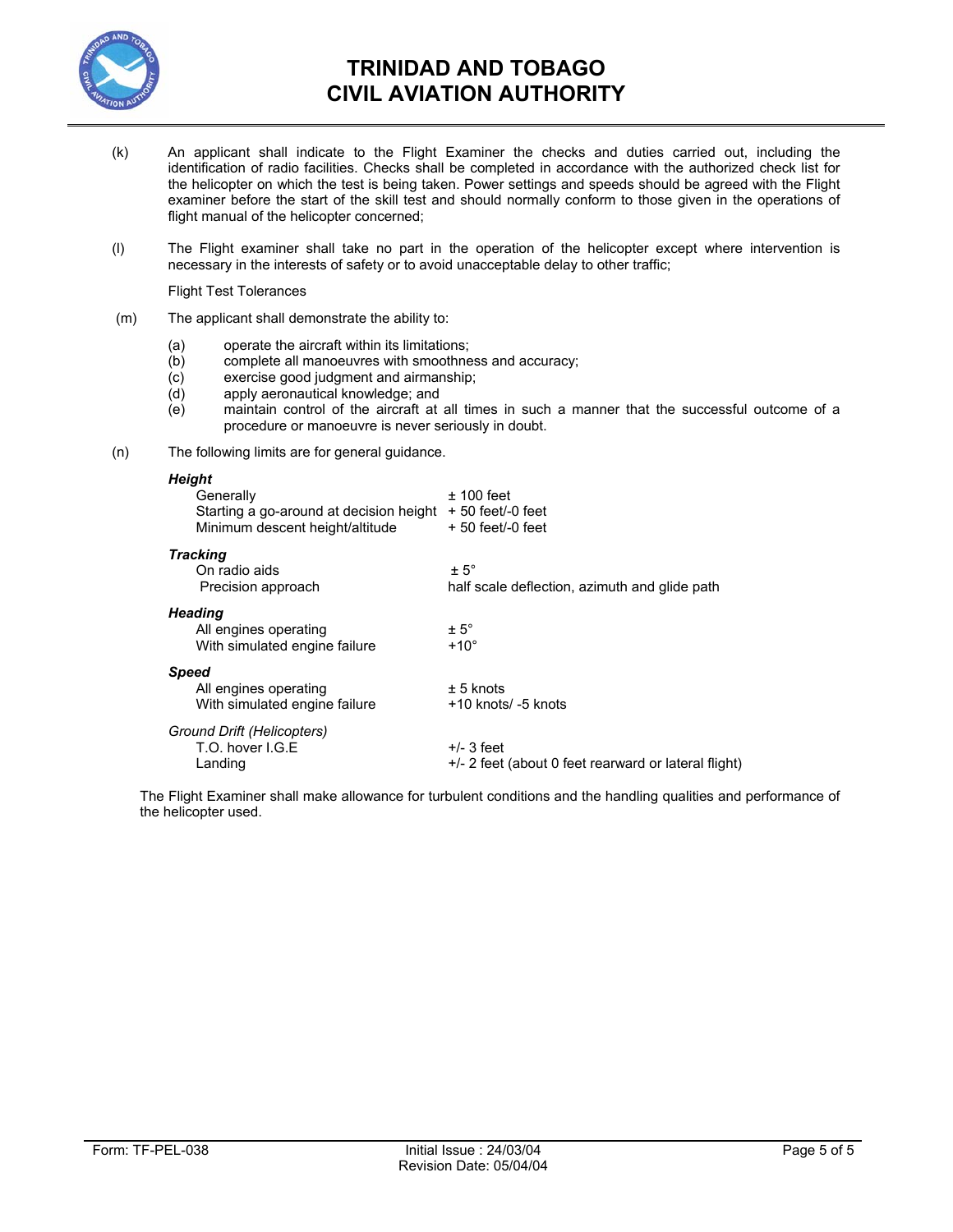(k) An applicant shall indicate to the Flight Examiner the checks and duties carried out, including the identification of radio facilities. Checks shall be completed in accordance with the authorized check list for the helicopter on which the test is being taken. Power settings and speeds should be agreed with the Flight examiner before the start of the skill test and should normally conform to those given in the operations of flight manual of the helicopter concerned;

(l) The Flight examiner shall take no part in the operation of the helicopter except where intervention is necessary in the interests of safety or to avoid unacceptable delay to other traffic;

Flight Test Tolerances

(m) The applicant shall demonstrate the ability to:

(a) operate the aircraft within its limitations;
(b) complete all manoeuvres with smoothness and accuracy;
(c) exercise good judgment and airmanship;
(d) apply aeronautical knowledge; and
(e) maintain control of the aircraft at all times in such a manner that the successful outcome of a procedure or manoeuvre is never seriously in doubt.

(n) The following limits are for general guidance.

| | |
|---|---|
| ***Height*** | |
| Generally | ± 100 feet |
| Starting a go-around at decision height | + 50 feet/-0 feet |
| Minimum descent height/altitude | + 50 feet/-0 feet |
| ***Tracking*** | |
| On radio aids | ± 5° |
| Precision approach | half scale deflection, azimuth and glide path |
| ***Heading*** | |
| All engines operating | ± 5° |
| With simulated engine failure | +10° |
| ***Speed*** | |
| All engines operating | ± 5 knots |
| With simulated engine failure | +10 knots/ -5 knots |
| *Ground Drift (Helicopters)* | |
| T.O. hover I.G.E | +/- 3 feet |
| Landing | +/- 2 feet (about 0 feet rearward or lateral flight) |

The Flight Examiner shall make allowance for turbulent conditions and the handling qualities and performance of the helicopter used.